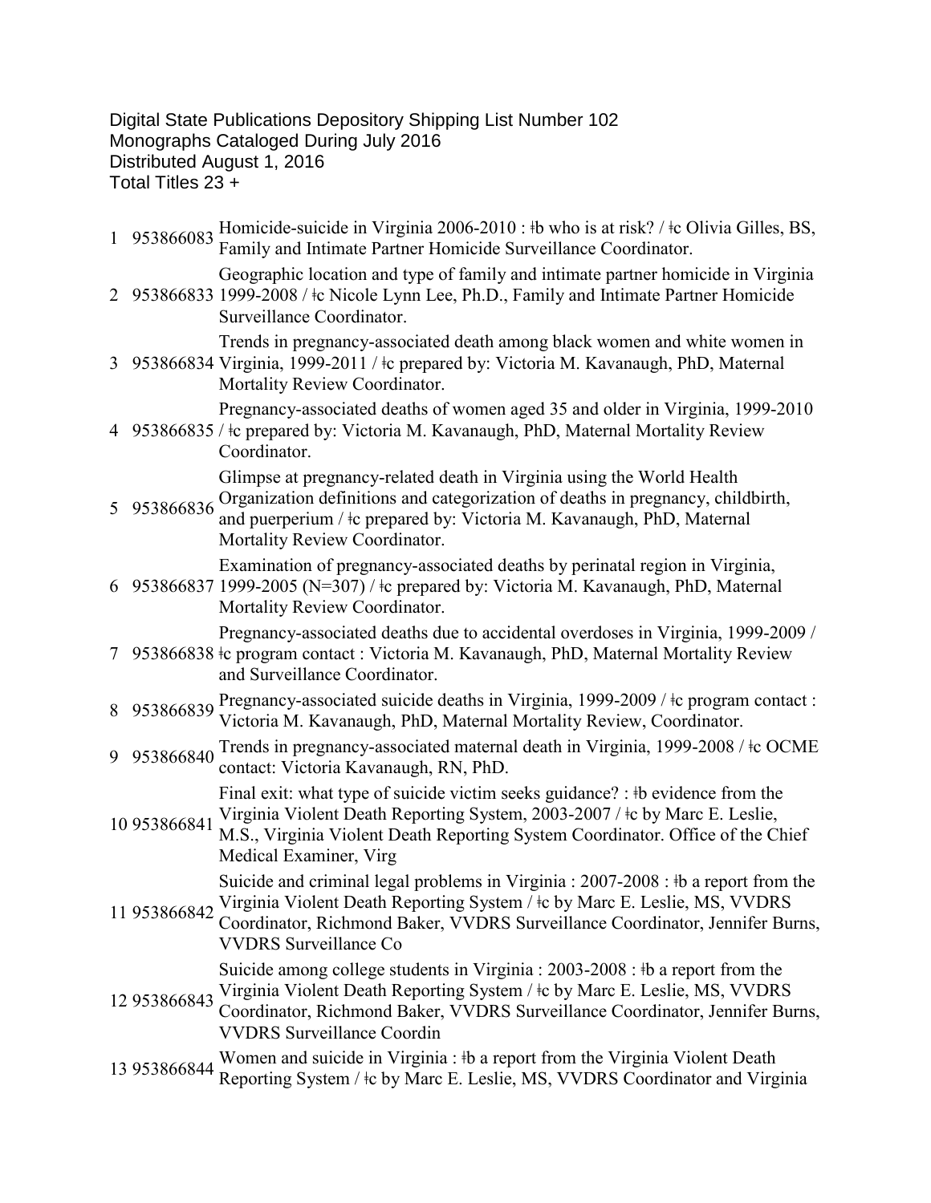Digital State Publications Depository Shipping List Number 102
Monographs Cataloged During July 2016
Distributed August 1, 2016
Total Titles 23 +

| | | |
|---|---|---|
| 1 | 953866083 | Homicide-suicide in Virginia 2006-2010 : ǂb who is at risk? / ǂc Olivia Gilles, BS, Family and Intimate Partner Homicide Surveillance Coordinator. |
| 2 | 953866833 | Geographic location and type of family and intimate partner homicide in Virginia 1999-2008 / ǂc Nicole Lynn Lee, Ph.D., Family and Intimate Partner Homicide Surveillance Coordinator. |
| 3 | 953866834 | Trends in pregnancy-associated death among black women and white women in Virginia, 1999-2011 / ǂc prepared by: Victoria M. Kavanaugh, PhD, Maternal Mortality Review Coordinator. |
| 4 | 953866835 | Pregnancy-associated deaths of women aged 35 and older in Virginia, 1999-2010 / ǂc prepared by: Victoria M. Kavanaugh, PhD, Maternal Mortality Review Coordinator. |
| 5 | 953866836 | Glimpse at pregnancy-related death in Virginia using the World Health Organization definitions and categorization of deaths in pregnancy, childbirth, and puerperium / ǂc prepared by: Victoria M. Kavanaugh, PhD, Maternal Mortality Review Coordinator. |
| 6 | 953866837 | Examination of pregnancy-associated deaths by perinatal region in Virginia, 1999-2005 (N=307) / ǂc prepared by: Victoria M. Kavanaugh, PhD, Maternal Mortality Review Coordinator. |
| 7 | 953866838 | Pregnancy-associated deaths due to accidental overdoses in Virginia, 1999-2009 / ǂc program contact : Victoria M. Kavanaugh, PhD, Maternal Mortality Review and Surveillance Coordinator. |
| 8 | 953866839 | Pregnancy-associated suicide deaths in Virginia, 1999-2009 / ǂc program contact : Victoria M. Kavanaugh, PhD, Maternal Mortality Review, Coordinator. |
| 9 | 953866840 | Trends in pregnancy-associated maternal death in Virginia, 1999-2008 / ǂc OCME contact: Victoria Kavanaugh, RN, PhD. |
| 10 | 953866841 | Final exit: what type of suicide victim seeks guidance? : ǂb evidence from the Virginia Violent Death Reporting System, 2003-2007 / ǂc by Marc E. Leslie, M.S., Virginia Violent Death Reporting System Coordinator. Office of the Chief Medical Examiner, Virg |
| 11 | 953866842 | Suicide and criminal legal problems in Virginia : 2007-2008 : ǂb a report from the Virginia Violent Death Reporting System / ǂc by Marc E. Leslie, MS, VVDRS Coordinator, Richmond Baker, VVDRS Surveillance Coordinator, Jennifer Burns, VVDRS Surveillance Co |
| 12 | 953866843 | Suicide among college students in Virginia : 2003-2008 : ǂb a report from the Virginia Violent Death Reporting System / ǂc by Marc E. Leslie, MS, VVDRS Coordinator, Richmond Baker, VVDRS Surveillance Coordinator, Jennifer Burns, VVDRS Surveillance Coordin |
| 13 | 953866844 | Women and suicide in Virginia : ǂb a report from the Virginia Violent Death Reporting System / ǂc by Marc E. Leslie, MS, VVDRS Coordinator and Virginia |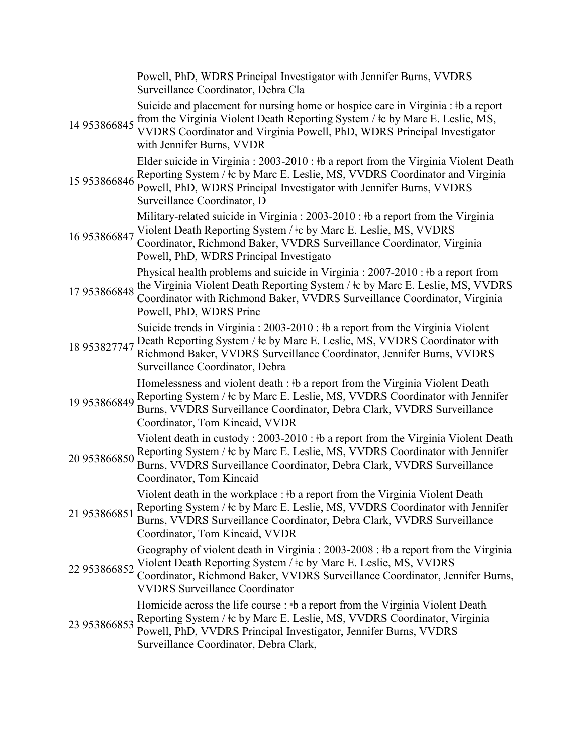| | | |
|---|---|---|
| | | Powell, PhD, WDRS Principal Investigator with Jennifer Burns, VVDRS Surveillance Coordinator, Debra Cla |
| 14 | 953866845 | Suicide and placement for nursing home or hospice care in Virginia : ǂb a report from the Virginia Violent Death Reporting System / ǂc by Marc E. Leslie, MS, VVDRS Coordinator and Virginia Powell, PhD, WDRS Principal Investigator with Jennifer Burns, VVDR |
| 15 | 953866846 | Elder suicide in Virginia : 2003-2010 : ǂb a report from the Virginia Violent Death Reporting System / ǂc by Marc E. Leslie, MS, VVDRS Coordinator and Virginia Powell, PhD, WDRS Principal Investigator with Jennifer Burns, VVDRS Surveillance Coordinator, D |
| 16 | 953866847 | Military-related suicide in Virginia : 2003-2010 : ǂb a report from the Virginia Violent Death Reporting System / ǂc by Marc E. Leslie, MS, VVDRS Coordinator, Richmond Baker, VVDRS Surveillance Coordinator, Virginia Powell, PhD, WDRS Principal Investigato |
| 17 | 953866848 | Physical health problems and suicide in Virginia : 2007-2010 : ǂb a report from the Virginia Violent Death Reporting System / ǂc by Marc E. Leslie, MS, VVDRS Coordinator with Richmond Baker, VVDRS Surveillance Coordinator, Virginia Powell, PhD, WDRS Princ |
| 18 | 953827747 | Suicide trends in Virginia : 2003-2010 : ǂb a report from the Virginia Violent Death Reporting System / ǂc by Marc E. Leslie, MS, VVDRS Coordinator with Richmond Baker, VVDRS Surveillance Coordinator, Jennifer Burns, VVDRS Surveillance Coordinator, Debra |
| 19 | 953866849 | Homelessness and violent death : ǂb a report from the Virginia Violent Death Reporting System / ǂc by Marc E. Leslie, MS, VVDRS Coordinator with Jennifer Burns, VVDRS Surveillance Coordinator, Debra Clark, VVDRS Surveillance Coordinator, Tom Kincaid, VVDR |
| 20 | 953866850 | Violent death in custody : 2003-2010 : ǂb a report from the Virginia Violent Death Reporting System / ǂc by Marc E. Leslie, MS, VVDRS Coordinator with Jennifer Burns, VVDRS Surveillance Coordinator, Debra Clark, VVDRS Surveillance Coordinator, Tom Kincaid |
| 21 | 953866851 | Violent death in the workplace : ǂb a report from the Virginia Violent Death Reporting System / ǂc by Marc E. Leslie, MS, VVDRS Coordinator with Jennifer Burns, VVDRS Surveillance Coordinator, Debra Clark, VVDRS Surveillance Coordinator, Tom Kincaid, VVDR |
| 22 | 953866852 | Geography of violent death in Virginia : 2003-2008 : ǂb a report from the Virginia Violent Death Reporting System / ǂc by Marc E. Leslie, MS, VVDRS Coordinator, Richmond Baker, VVDRS Surveillance Coordinator, Jennifer Burns, VVDRS Surveillance Coordinator |
| 23 | 953866853 | Homicide across the life course : ǂb a report from the Virginia Violent Death Reporting System / ǂc by Marc E. Leslie, MS, VVDRS Coordinator, Virginia Powell, PhD, VVDRS Principal Investigator, Jennifer Burns, VVDRS Surveillance Coordinator, Debra Clark, |